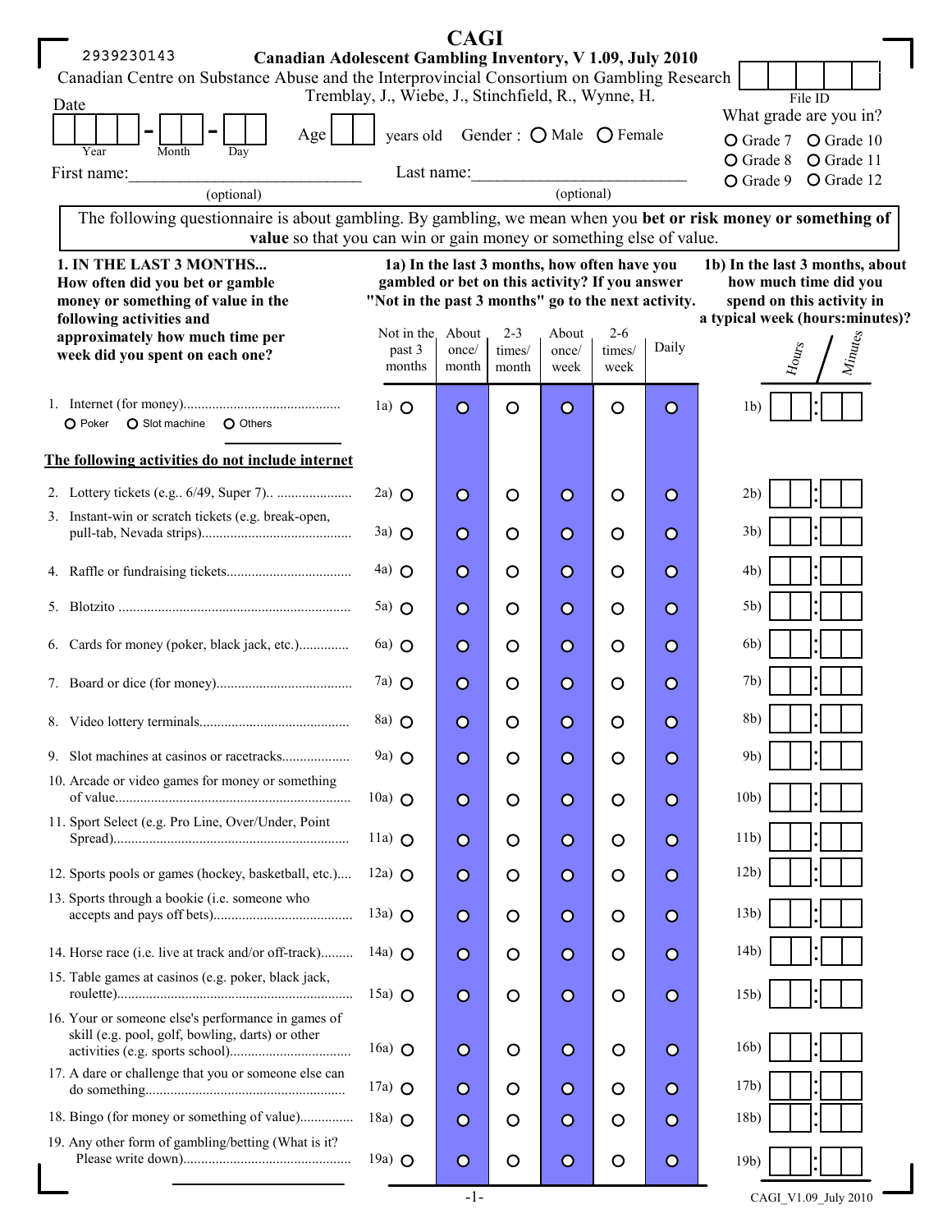2939230143

# CAGI

## Canadian Adolescent Gambling Inventory, V 1.09, July 2010

Canadian Centre on Substance Abuse and the Interprovincial Consortium on Gambling Research

Tremblay, J., Wiebe, J., Stinchfield, R., Wynne, H.

File ID

Date ____ - __ - __ (Year, Month, Day)

Age ___ years old

Gender : ○ Male ○ Female

What grade are you in?

○ Grade 7 ○ Grade 10
○ Grade 8 ○ Grade 11
○ Grade 9 ○ Grade 12

First name:____________________ (optional)

Last name:____________________ (optional)

The following questionnaire is about gambling. By gambling, we mean when you **bet or risk money or something of value** so that you can win or gain money or something else of value.

| **1. IN THE LAST 3 MONTHS... How often did you bet or gamble money or something of value in the following activities and approximately how much time per week did you spent on each one?** | **1a) In the last 3 months, how often have you gambled or bet on this activity? If you answer "Not in the past 3 months" go to the next activity.** | | | | | | **1b) In the last 3 months, about how much time did you spend on this activity in a typical week (hours:minutes)?** |
|---|---|---|---|---|---|---|---|
| | Not in the past 3 months | About once/ month | 2-3 times/ month | About once/ week | 2-6 times/ week | Daily | Hours / Minutes |
| 1. Internet (for money) ○ Poker ○ Slot machine ○ Others ______ | 1a) ○ | ○ | ○ | ○ | ○ | ○ | 1b) __:__ |
| **The following activities do not include internet** | | | | | | | |
| 2. Lottery tickets (e.g.. 6/49, Super 7) | 2a) ○ | ○ | ○ | ○ | ○ | ○ | 2b) __:__ |
| 3. Instant-win or scratch tickets (e.g. break-open, pull-tab, Nevada strips) | 3a) ○ | ○ | ○ | ○ | ○ | ○ | 3b) __:__ |
| 4. Raffle or fundraising tickets | 4a) ○ | ○ | ○ | ○ | ○ | ○ | 4b) __:__ |
| 5. Blotzito | 5a) ○ | ○ | ○ | ○ | ○ | ○ | 5b) __:__ |
| 6. Cards for money (poker, black jack, etc.) | 6a) ○ | ○ | ○ | ○ | ○ | ○ | 6b) __:__ |
| 7. Board or dice (for money) | 7a) ○ | ○ | ○ | ○ | ○ | ○ | 7b) __:__ |
| 8. Video lottery terminals | 8a) ○ | ○ | ○ | ○ | ○ | ○ | 8b) __:__ |
| 9. Slot machines at casinos or racetracks | 9a) ○ | ○ | ○ | ○ | ○ | ○ | 9b) __:__ |
| 10. Arcade or video games for money or something of value | 10a) ○ | ○ | ○ | ○ | ○ | ○ | 10b) __:__ |
| 11. Sport Select (e.g. Pro Line, Over/Under, Point Spread) | 11a) ○ | ○ | ○ | ○ | ○ | ○ | 11b) __:__ |
| 12. Sports pools or games (hockey, basketball, etc.) | 12a) ○ | ○ | ○ | ○ | ○ | ○ | 12b) __:__ |
| 13. Sports through a bookie (i.e. someone who accepts and pays off bets) | 13a) ○ | ○ | ○ | ○ | ○ | ○ | 13b) __:__ |
| 14. Horse race (i.e. live at track and/or off-track) | 14a) ○ | ○ | ○ | ○ | ○ | ○ | 14b) __:__ |
| 15. Table games at casinos (e.g. poker, black jack, roulette) | 15a) ○ | ○ | ○ | ○ | ○ | ○ | 15b) __:__ |
| 16. Your or someone else's performance in games of skill (e.g. pool, golf, bowling, darts) or other activities (e.g. sports school) | 16a) ○ | ○ | ○ | ○ | ○ | ○ | 16b) __:__ |
| 17. A dare or challenge that you or someone else can do something | 17a) ○ | ○ | ○ | ○ | ○ | ○ | 17b) __:__ |
| 18. Bingo (for money or something of value) | 18a) ○ | ○ | ○ | ○ | ○ | ○ | 18b) __:__ |
| 19. Any other form of gambling/betting (What is it? Please write down) ______ | 19a) ○ | ○ | ○ | ○ | ○ | ○ | 19b) __:__ |

CAGI_V1.09_July 2010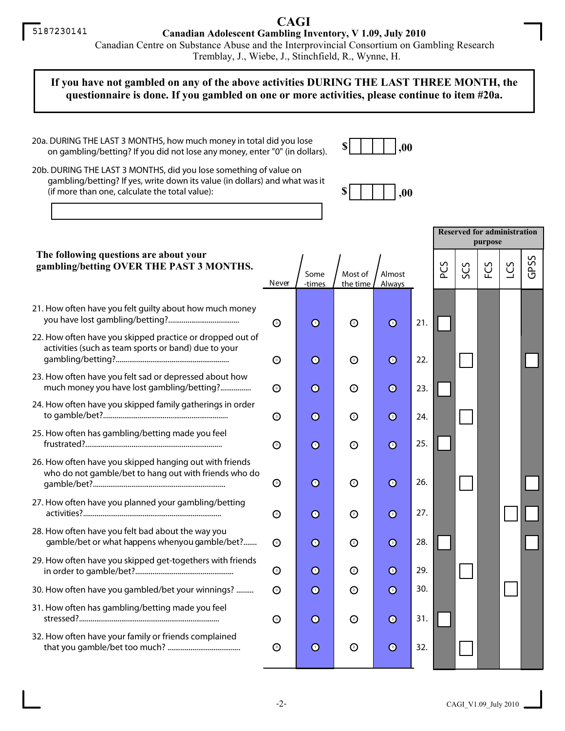# CAGI

**Canadian Adolescent Gambling Inventory, V 1.09, July 2010**

Canadian Centre on Substance Abuse and the Interprovincial Consortium on Gambling Research

Tremblay, J., Wiebe, J., Stinchfield, R., Wynne, H.

**If you have not gambled on any of the above activities DURING THE LAST THREE MONTH, the questionnaire is done. If you gambled on one or more activities, please continue to item #20a.**

20a. DURING THE LAST 3 MONTHS, how much money in total did you lose on gambling/betting? If you did not lose any money, enter "0" (in dollars). $ ____ ,00

20b. DURING THE LAST 3 MONTHS, did you lose something of value on gambling/betting? If yes, write down its value (in dollars) and what was it (if more than one, calculate the total value): $ ____ ,00

______________________________

**The following questions are about your gambling/betting OVER THE PAST 3 MONTHS.**

| Question | Never | Some-times | Most of the time | Almost Always | | PCS | SCS | FCS | LCS | GPSS |
|---|---|---|---|---|---|---|---|---|---|---|
| 21. How often have you felt guilty about how much money you have lost gambling/betting? | 0 | 1 | 2 | 3 | 21. | ☐ | | | | |
| 22. How often have you skipped practice or dropped out of activities (such as team sports or band) due to your gambling/betting? | 0 | 1 | 2 | 3 | 22. | | ☐ | | | ☐ |
| 23. How often have you felt sad or depressed about how much money you have lost gambling/betting? | 0 | 1 | 2 | 3 | 23. | ☐ | | | | |
| 24. How often have you skipped family gatherings in order to gamble/bet? | 0 | 1 | 2 | 3 | 24. | | ☐ | | | |
| 25. How often has gambling/betting made you feel frustrated? | 0 | 1 | 2 | 3 | 25. | ☐ | | | | |
| 26. How often have you skipped hanging out with friends who do not gamble/bet to hang out with friends who do gamble/bet? | 0 | 1 | 2 | 3 | 26. | | ☐ | | | ☐ |
| 27. How often have you planned your gambling/betting activities? | 0 | 1 | 2 | 3 | 27. | | | | ☐ | ☐ |
| 28. How often have you felt bad about the way you gamble/bet or what happens whenyou gamble/bet? | 0 | 1 | 2 | 3 | 28. | ☐ | | | | ☐ |
| 29. How often have you skipped get-togethers with friends in order to gamble/bet? | 0 | 1 | 2 | 3 | 29. | | ☐ | | | |
| 30. How often have you gambled/bet your winnings? | 0 | 1 | 2 | 3 | 30. | | | | ☐ | |
| 31. How often has gambling/betting made you feel stressed? | 0 | 1 | 2 | 3 | 31. | ☐ | | | | |
| 32. How often have your family or friends complained that you gamble/bet too much? | 0 | 1 | 2 | 3 | 32. | | ☐ | | | |

**Reserved for administration purpose** (PCS, SCS, FCS, LCS, GPSS)

CAGI_V1.09_July 2010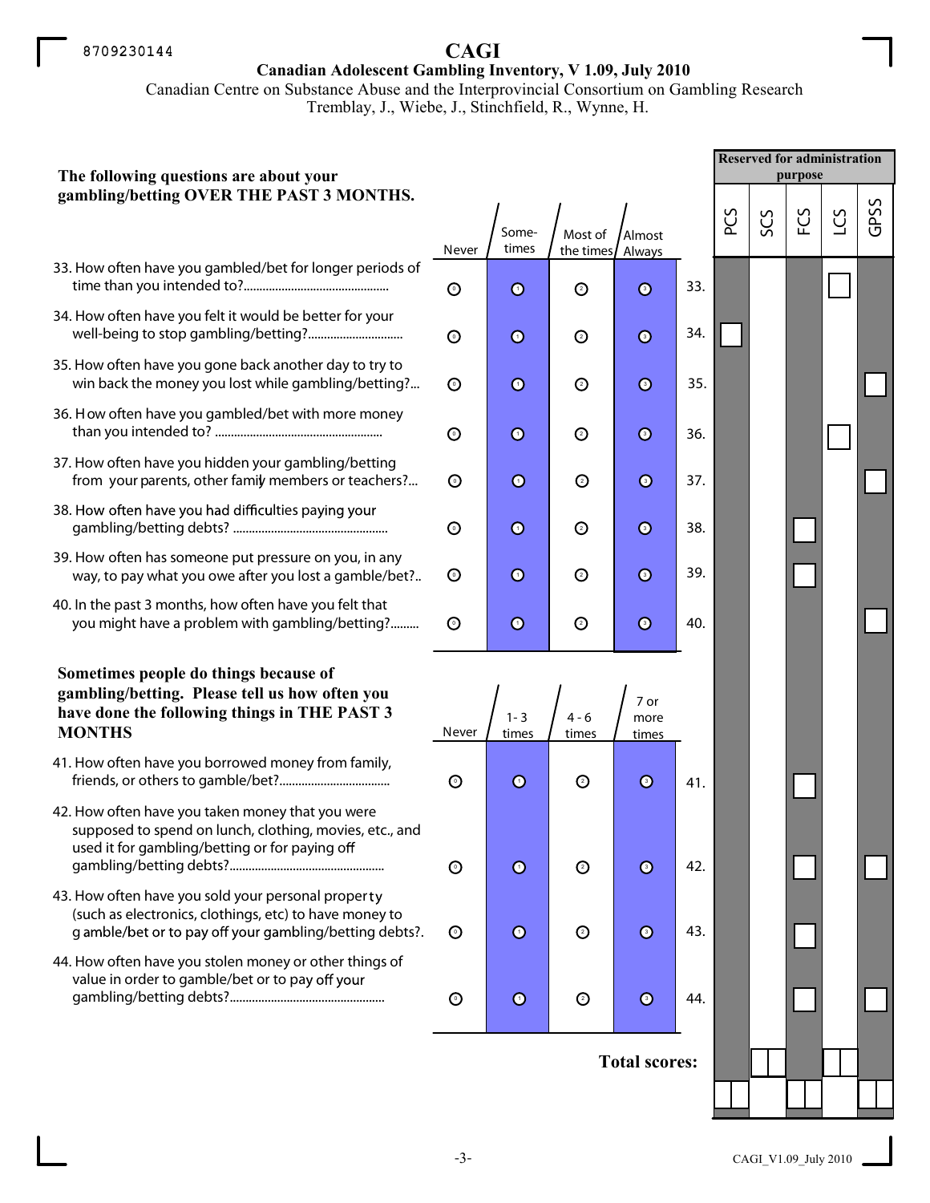8709230144

# CAGI

## Canadian Adolescent Gambling Inventory, V 1.09, July 2010

Canadian Centre on Substance Abuse and the Interprovincial Consortium on Gambling Research
Tremblay, J., Wiebe, J., Stinchfield, R., Wynne, H.

Reserved for administration purpose

**The following questions are about your gambling/betting OVER THE PAST 3 MONTHS.**

| | Never | Some-times | Most of the times | Almost Always | | PCS | SCS | FCS | LCS | GPSS |
|---|---|---|---|---|---|---|---|---|---|---|
| 33. How often have you gambled/bet for longer periods of time than you intended to? | 0 | 1 | 2 | 3 | 33. | | | | ☐ | |
| 34. How often have you felt it would be better for your well-being to stop gambling/betting? | 0 | 1 | 2 | 3 | 34. | ☐ | | | | |
| 35. How often have you gone back another day to try to win back the money you lost while gambling/betting? | 0 | 1 | 2 | 3 | 35. | | | | | ☐ |
| 36. How often have you gambled/bet with more money than you intended to? | 0 | 1 | 2 | 3 | 36. | | | | ☐ | |
| 37. How often have you hidden your gambling/betting from your parents, other family members or teachers? | 0 | 1 | 2 | 3 | 37. | | | | | ☐ |
| 38. How often have you had difficulties paying your gambling/betting debts? | 0 | 1 | 2 | 3 | 38. | | | ☐ | | |
| 39. How often has someone put pressure on you, in any way, to pay what you owe after you lost a gamble/bet? | 0 | 1 | 2 | 3 | 39. | | | ☐ | | |
| 40. In the past 3 months, how often have you felt that you might have a problem with gambling/betting? | 0 | 1 | 2 | 3 | 40. | | | | | ☐ |

**Sometimes people do things because of gambling/betting. Please tell us how often you have done the following things in THE PAST 3 MONTHS**

| | Never | 1 - 3 times | 4 - 6 times | 7 or more times | | PCS | SCS | FCS | LCS | GPSS |
|---|---|---|---|---|---|---|---|---|---|---|
| 41. How often have you borrowed money from family, friends, or others to gamble/bet? | 0 | 1 | 2 | 3 | 41. | | | ☐ | | |
| 42. How often have you taken money that you were supposed to spend on lunch, clothing, movies, etc., and used it for gambling/betting or for paying off gambling/betting debts? | 0 | 1 | 2 | 3 | 42. | | | ☐ | | ☐ |
| 43. How often have you sold your personal property (such as electronics, clothings, etc) to have money to gamble/bet or to pay off your gambling/betting debts? | 0 | 1 | 2 | 3 | 43. | | | ☐ | | |
| 44. How often have you stolen money or other things of value in order to gamble/bet or to pay off your gambling/betting debts? | 0 | 1 | 2 | 3 | 44. | | | ☐ | | ☐ |

**Total scores:**

| PCS | SCS | FCS | LCS | GPSS |
|---|---|---|---|---|
| ☐☐ | ☐☐ | ☐☐ | ☐☐ | ☐☐ |